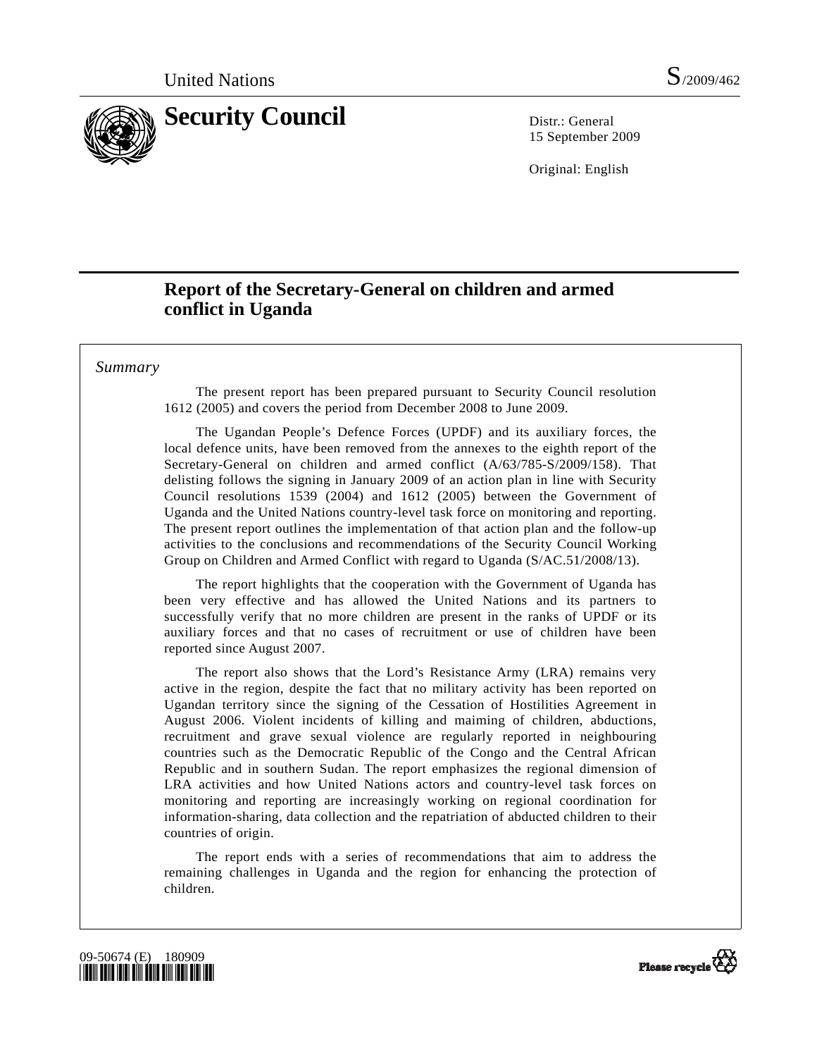United Nations S/2009/462

# Security Council

Distr.: General
15 September 2009

Original: English

## Report of the Secretary-General on children and armed conflict in Uganda

*Summary*

The present report has been prepared pursuant to Security Council resolution 1612 (2005) and covers the period from December 2008 to June 2009.

The Ugandan People's Defence Forces (UPDF) and its auxiliary forces, the local defence units, have been removed from the annexes to the eighth report of the Secretary-General on children and armed conflict (A/63/785-S/2009/158). That delisting follows the signing in January 2009 of an action plan in line with Security Council resolutions 1539 (2004) and 1612 (2005) between the Government of Uganda and the United Nations country-level task force on monitoring and reporting. The present report outlines the implementation of that action plan and the follow-up activities to the conclusions and recommendations of the Security Council Working Group on Children and Armed Conflict with regard to Uganda (S/AC.51/2008/13).

The report highlights that the cooperation with the Government of Uganda has been very effective and has allowed the United Nations and its partners to successfully verify that no more children are present in the ranks of UPDF or its auxiliary forces and that no cases of recruitment or use of children have been reported since August 2007.

The report also shows that the Lord's Resistance Army (LRA) remains very active in the region, despite the fact that no military activity has been reported on Ugandan territory since the signing of the Cessation of Hostilities Agreement in August 2006. Violent incidents of killing and maiming of children, abductions, recruitment and grave sexual violence are regularly reported in neighbouring countries such as the Democratic Republic of the Congo and the Central African Republic and in southern Sudan. The report emphasizes the regional dimension of LRA activities and how United Nations actors and country-level task forces on monitoring and reporting are increasingly working on regional coordination for information-sharing, data collection and the repatriation of abducted children to their countries of origin.

The report ends with a series of recommendations that aim to address the remaining challenges in Uganda and the region for enhancing the protection of children.

09-50674 (E) 180909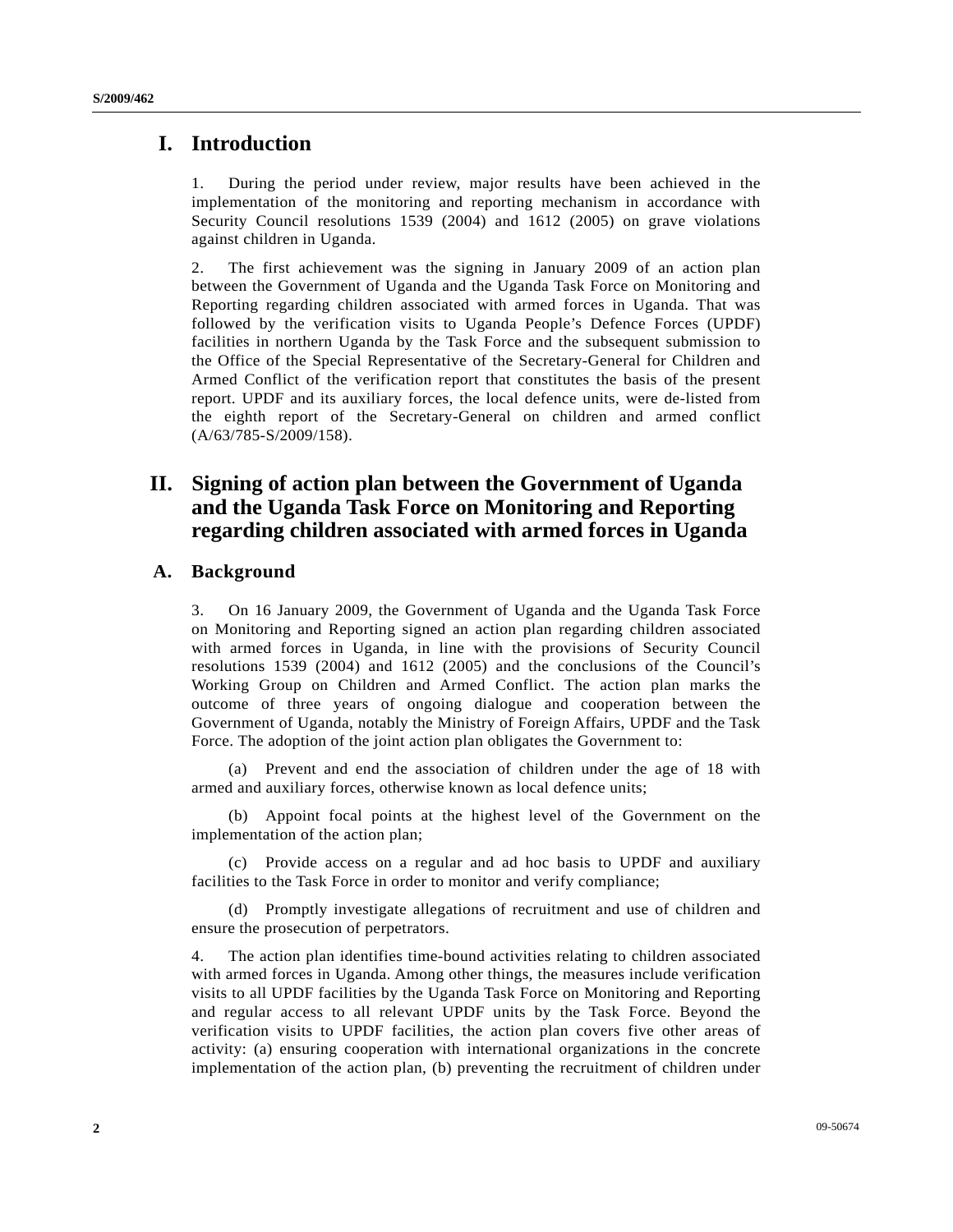# I. Introduction

1. During the period under review, major results have been achieved in the implementation of the monitoring and reporting mechanism in accordance with Security Council resolutions 1539 (2004) and 1612 (2005) on grave violations against children in Uganda.

2. The first achievement was the signing in January 2009 of an action plan between the Government of Uganda and the Uganda Task Force on Monitoring and Reporting regarding children associated with armed forces in Uganda. That was followed by the verification visits to Uganda People's Defence Forces (UPDF) facilities in northern Uganda by the Task Force and the subsequent submission to the Office of the Special Representative of the Secretary-General for Children and Armed Conflict of the verification report that constitutes the basis of the present report. UPDF and its auxiliary forces, the local defence units, were de-listed from the eighth report of the Secretary-General on children and armed conflict (A/63/785-S/2009/158).

# II. Signing of action plan between the Government of Uganda and the Uganda Task Force on Monitoring and Reporting regarding children associated with armed forces in Uganda

## A. Background

3. On 16 January 2009, the Government of Uganda and the Uganda Task Force on Monitoring and Reporting signed an action plan regarding children associated with armed forces in Uganda, in line with the provisions of Security Council resolutions 1539 (2004) and 1612 (2005) and the conclusions of the Council's Working Group on Children and Armed Conflict. The action plan marks the outcome of three years of ongoing dialogue and cooperation between the Government of Uganda, notably the Ministry of Foreign Affairs, UPDF and the Task Force. The adoption of the joint action plan obligates the Government to:

(a) Prevent and end the association of children under the age of 18 with armed and auxiliary forces, otherwise known as local defence units;

(b) Appoint focal points at the highest level of the Government on the implementation of the action plan;

(c) Provide access on a regular and ad hoc basis to UPDF and auxiliary facilities to the Task Force in order to monitor and verify compliance;

(d) Promptly investigate allegations of recruitment and use of children and ensure the prosecution of perpetrators.

4. The action plan identifies time-bound activities relating to children associated with armed forces in Uganda. Among other things, the measures include verification visits to all UPDF facilities by the Uganda Task Force on Monitoring and Reporting and regular access to all relevant UPDF units by the Task Force. Beyond the verification visits to UPDF facilities, the action plan covers five other areas of activity: (a) ensuring cooperation with international organizations in the concrete implementation of the action plan, (b) preventing the recruitment of children under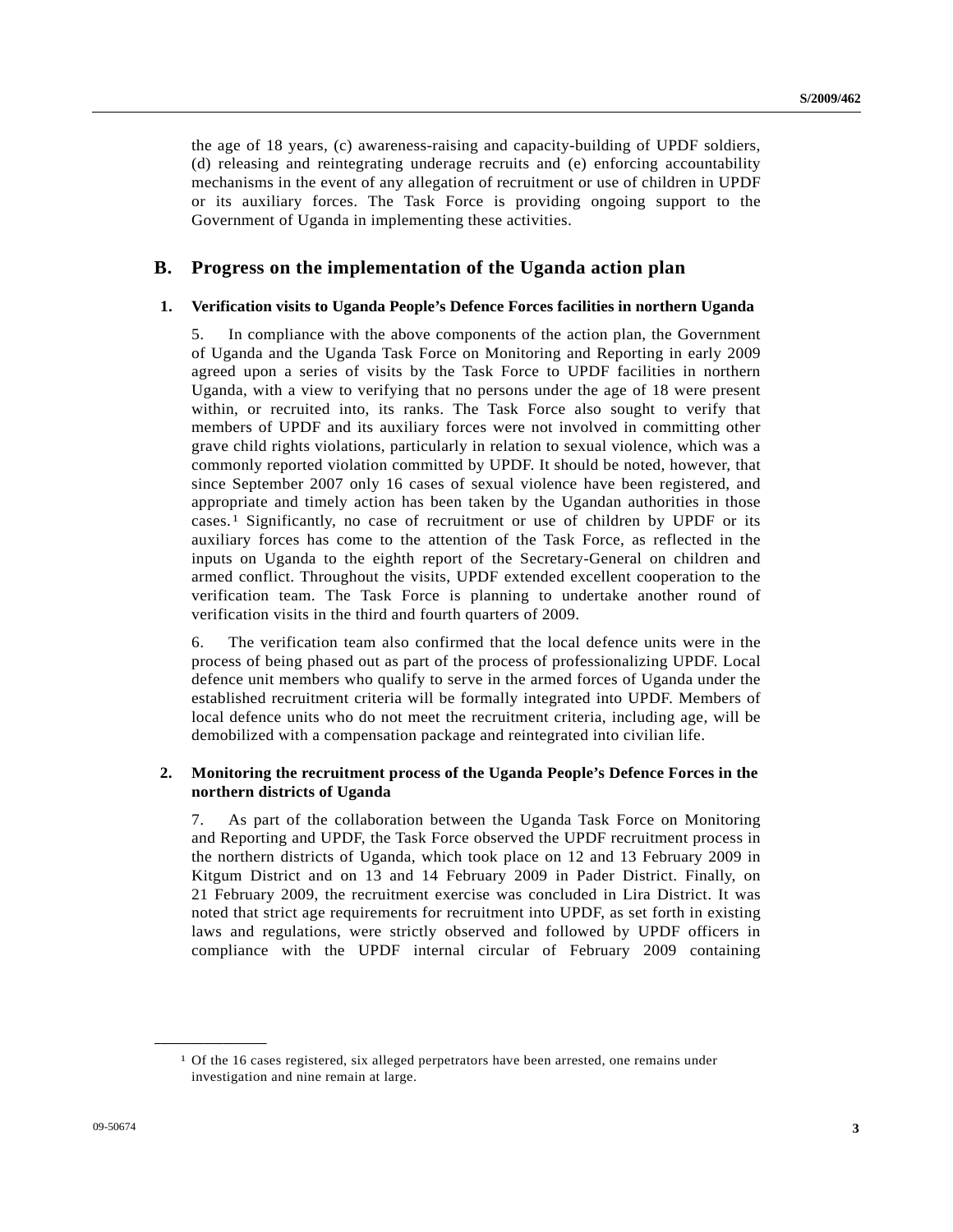the age of 18 years, (c) awareness-raising and capacity-building of UPDF soldiers, (d) releasing and reintegrating underage recruits and (e) enforcing accountability mechanisms in the event of any allegation of recruitment or use of children in UPDF or its auxiliary forces. The Task Force is providing ongoing support to the Government of Uganda in implementing these activities.

## B. Progress on the implementation of the Uganda action plan

### 1. Verification visits to Uganda People's Defence Forces facilities in northern Uganda

5. In compliance with the above components of the action plan, the Government of Uganda and the Uganda Task Force on Monitoring and Reporting in early 2009 agreed upon a series of visits by the Task Force to UPDF facilities in northern Uganda, with a view to verifying that no persons under the age of 18 were present within, or recruited into, its ranks. The Task Force also sought to verify that members of UPDF and its auxiliary forces were not involved in committing other grave child rights violations, particularly in relation to sexual violence, which was a commonly reported violation committed by UPDF. It should be noted, however, that since September 2007 only 16 cases of sexual violence have been registered, and appropriate and timely action has been taken by the Ugandan authorities in those cases.[1] Significantly, no case of recruitment or use of children by UPDF or its auxiliary forces has come to the attention of the Task Force, as reflected in the inputs on Uganda to the eighth report of the Secretary-General on children and armed conflict. Throughout the visits, UPDF extended excellent cooperation to the verification team. The Task Force is planning to undertake another round of verification visits in the third and fourth quarters of 2009.

6. The verification team also confirmed that the local defence units were in the process of being phased out as part of the process of professionalizing UPDF. Local defence unit members who qualify to serve in the armed forces of Uganda under the established recruitment criteria will be formally integrated into UPDF. Members of local defence units who do not meet the recruitment criteria, including age, will be demobilized with a compensation package and reintegrated into civilian life.

### 2. Monitoring the recruitment process of the Uganda People's Defence Forces in the northern districts of Uganda

7. As part of the collaboration between the Uganda Task Force on Monitoring and Reporting and UPDF, the Task Force observed the UPDF recruitment process in the northern districts of Uganda, which took place on 12 and 13 February 2009 in Kitgum District and on 13 and 14 February 2009 in Pader District. Finally, on 21 February 2009, the recruitment exercise was concluded in Lira District. It was noted that strict age requirements for recruitment into UPDF, as set forth in existing laws and regulations, were strictly observed and followed by UPDF officers in compliance with the UPDF internal circular of February 2009 containing

---

[1] Of the 16 cases registered, six alleged perpetrators have been arrested, one remains under investigation and nine remain at large.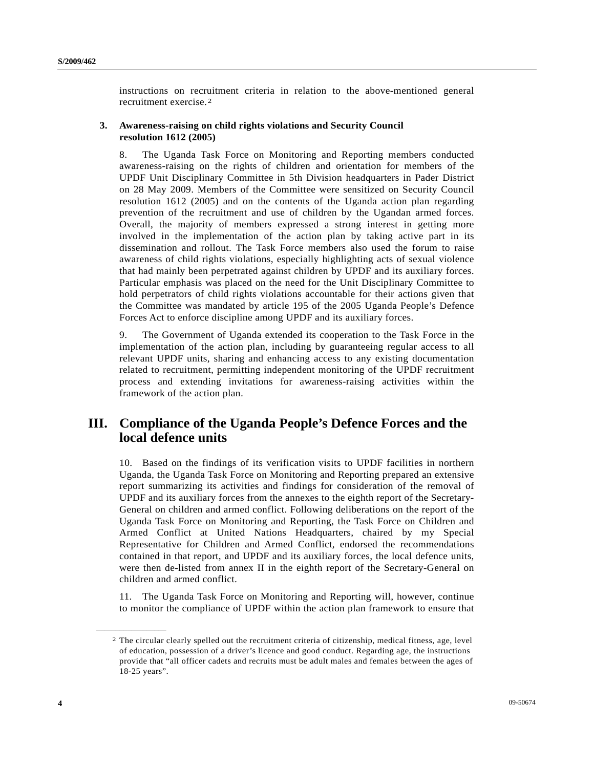instructions on recruitment criteria in relation to the above-mentioned general recruitment exercise.[2]

### 3. Awareness-raising on child rights violations and Security Council resolution 1612 (2005)

8. The Uganda Task Force on Monitoring and Reporting members conducted awareness-raising on the rights of children and orientation for members of the UPDF Unit Disciplinary Committee in 5th Division headquarters in Pader District on 28 May 2009. Members of the Committee were sensitized on Security Council resolution 1612 (2005) and on the contents of the Uganda action plan regarding prevention of the recruitment and use of children by the Ugandan armed forces. Overall, the majority of members expressed a strong interest in getting more involved in the implementation of the action plan by taking active part in its dissemination and rollout. The Task Force members also used the forum to raise awareness of child rights violations, especially highlighting acts of sexual violence that had mainly been perpetrated against children by UPDF and its auxiliary forces. Particular emphasis was placed on the need for the Unit Disciplinary Committee to hold perpetrators of child rights violations accountable for their actions given that the Committee was mandated by article 195 of the 2005 Uganda People's Defence Forces Act to enforce discipline among UPDF and its auxiliary forces.

9. The Government of Uganda extended its cooperation to the Task Force in the implementation of the action plan, including by guaranteeing regular access to all relevant UPDF units, sharing and enhancing access to any existing documentation related to recruitment, permitting independent monitoring of the UPDF recruitment process and extending invitations for awareness-raising activities within the framework of the action plan.

## III. Compliance of the Uganda People's Defence Forces and the local defence units

10. Based on the findings of its verification visits to UPDF facilities in northern Uganda, the Uganda Task Force on Monitoring and Reporting prepared an extensive report summarizing its activities and findings for consideration of the removal of UPDF and its auxiliary forces from the annexes to the eighth report of the Secretary-General on children and armed conflict. Following deliberations on the report of the Uganda Task Force on Monitoring and Reporting, the Task Force on Children and Armed Conflict at United Nations Headquarters, chaired by my Special Representative for Children and Armed Conflict, endorsed the recommendations contained in that report, and UPDF and its auxiliary forces, the local defence units, were then de-listed from annex II in the eighth report of the Secretary-General on children and armed conflict.

11. The Uganda Task Force on Monitoring and Reporting will, however, continue to monitor the compliance of UPDF within the action plan framework to ensure that

---

[2] The circular clearly spelled out the recruitment criteria of citizenship, medical fitness, age, level of education, possession of a driver's licence and good conduct. Regarding age, the instructions provide that "all officer cadets and recruits must be adult males and females between the ages of 18-25 years".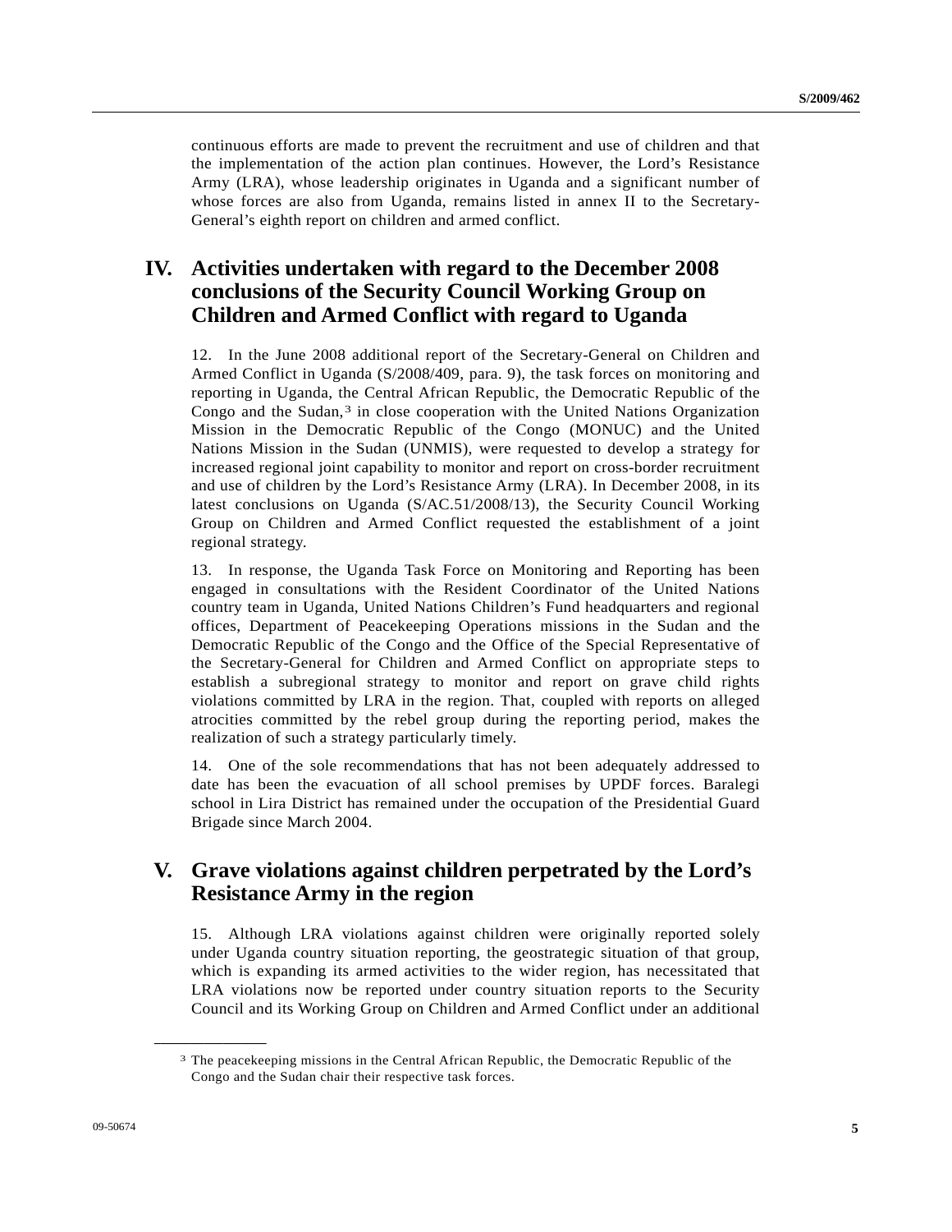continuous efforts are made to prevent the recruitment and use of children and that the implementation of the action plan continues. However, the Lord's Resistance Army (LRA), whose leadership originates in Uganda and a significant number of whose forces are also from Uganda, remains listed in annex II to the Secretary-General's eighth report on children and armed conflict.

## IV. Activities undertaken with regard to the December 2008 conclusions of the Security Council Working Group on Children and Armed Conflict with regard to Uganda

12. In the June 2008 additional report of the Secretary-General on Children and Armed Conflict in Uganda (S/2008/409, para. 9), the task forces on monitoring and reporting in Uganda, the Central African Republic, the Democratic Republic of the Congo and the Sudan,[3] in close cooperation with the United Nations Organization Mission in the Democratic Republic of the Congo (MONUC) and the United Nations Mission in the Sudan (UNMIS), were requested to develop a strategy for increased regional joint capability to monitor and report on cross-border recruitment and use of children by the Lord's Resistance Army (LRA). In December 2008, in its latest conclusions on Uganda (S/AC.51/2008/13), the Security Council Working Group on Children and Armed Conflict requested the establishment of a joint regional strategy.

13. In response, the Uganda Task Force on Monitoring and Reporting has been engaged in consultations with the Resident Coordinator of the United Nations country team in Uganda, United Nations Children's Fund headquarters and regional offices, Department of Peacekeeping Operations missions in the Sudan and the Democratic Republic of the Congo and the Office of the Special Representative of the Secretary-General for Children and Armed Conflict on appropriate steps to establish a subregional strategy to monitor and report on grave child rights violations committed by LRA in the region. That, coupled with reports on alleged atrocities committed by the rebel group during the reporting period, makes the realization of such a strategy particularly timely.

14. One of the sole recommendations that has not been adequately addressed to date has been the evacuation of all school premises by UPDF forces. Baralegi school in Lira District has remained under the occupation of the Presidential Guard Brigade since March 2004.

## V. Grave violations against children perpetrated by the Lord's Resistance Army in the region

15. Although LRA violations against children were originally reported solely under Uganda country situation reporting, the geostrategic situation of that group, which is expanding its armed activities to the wider region, has necessitated that LRA violations now be reported under country situation reports to the Security Council and its Working Group on Children and Armed Conflict under an additional

---

[3] The peacekeeping missions in the Central African Republic, the Democratic Republic of the Congo and the Sudan chair their respective task forces.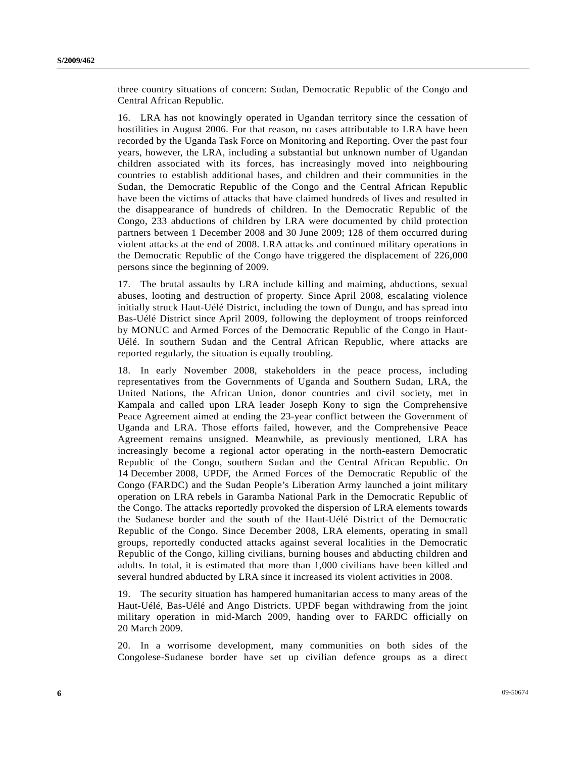three country situations of concern: Sudan, Democratic Republic of the Congo and Central African Republic.

16. LRA has not knowingly operated in Ugandan territory since the cessation of hostilities in August 2006. For that reason, no cases attributable to LRA have been recorded by the Uganda Task Force on Monitoring and Reporting. Over the past four years, however, the LRA, including a substantial but unknown number of Ugandan children associated with its forces, has increasingly moved into neighbouring countries to establish additional bases, and children and their communities in the Sudan, the Democratic Republic of the Congo and the Central African Republic have been the victims of attacks that have claimed hundreds of lives and resulted in the disappearance of hundreds of children. In the Democratic Republic of the Congo, 233 abductions of children by LRA were documented by child protection partners between 1 December 2008 and 30 June 2009; 128 of them occurred during violent attacks at the end of 2008. LRA attacks and continued military operations in the Democratic Republic of the Congo have triggered the displacement of 226,000 persons since the beginning of 2009.

17. The brutal assaults by LRA include killing and maiming, abductions, sexual abuses, looting and destruction of property. Since April 2008, escalating violence initially struck Haut-Uélé District, including the town of Dungu, and has spread into Bas-Uélé District since April 2009, following the deployment of troops reinforced by MONUC and Armed Forces of the Democratic Republic of the Congo in Haut-Uélé. In southern Sudan and the Central African Republic, where attacks are reported regularly, the situation is equally troubling.

18. In early November 2008, stakeholders in the peace process, including representatives from the Governments of Uganda and Southern Sudan, LRA, the United Nations, the African Union, donor countries and civil society, met in Kampala and called upon LRA leader Joseph Kony to sign the Comprehensive Peace Agreement aimed at ending the 23-year conflict between the Government of Uganda and LRA. Those efforts failed, however, and the Comprehensive Peace Agreement remains unsigned. Meanwhile, as previously mentioned, LRA has increasingly become a regional actor operating in the north-eastern Democratic Republic of the Congo, southern Sudan and the Central African Republic. On 14 December 2008, UPDF, the Armed Forces of the Democratic Republic of the Congo (FARDC) and the Sudan People's Liberation Army launched a joint military operation on LRA rebels in Garamba National Park in the Democratic Republic of the Congo. The attacks reportedly provoked the dispersion of LRA elements towards the Sudanese border and the south of the Haut-Uélé District of the Democratic Republic of the Congo. Since December 2008, LRA elements, operating in small groups, reportedly conducted attacks against several localities in the Democratic Republic of the Congo, killing civilians, burning houses and abducting children and adults. In total, it is estimated that more than 1,000 civilians have been killed and several hundred abducted by LRA since it increased its violent activities in 2008.

19. The security situation has hampered humanitarian access to many areas of the Haut-Uélé, Bas-Uélé and Ango Districts. UPDF began withdrawing from the joint military operation in mid-March 2009, handing over to FARDC officially on 20 March 2009.

20. In a worrisome development, many communities on both sides of the Congolese-Sudanese border have set up civilian defence groups as a direct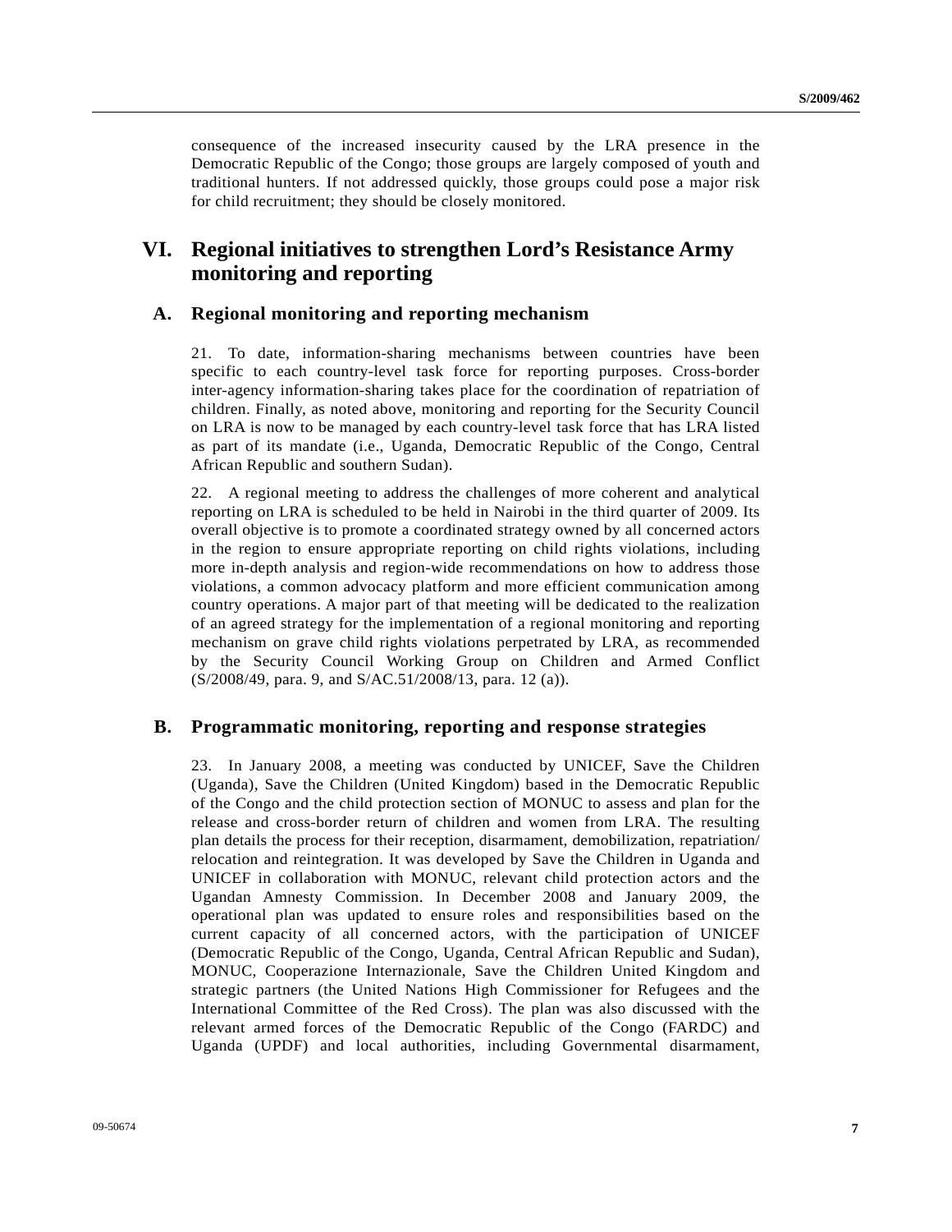consequence of the increased insecurity caused by the LRA presence in the Democratic Republic of the Congo; those groups are largely composed of youth and traditional hunters. If not addressed quickly, those groups could pose a major risk for child recruitment; they should be closely monitored.

# VI. Regional initiatives to strengthen Lord's Resistance Army monitoring and reporting

## A. Regional monitoring and reporting mechanism

21. To date, information-sharing mechanisms between countries have been specific to each country-level task force for reporting purposes. Cross-border inter-agency information-sharing takes place for the coordination of repatriation of children. Finally, as noted above, monitoring and reporting for the Security Council on LRA is now to be managed by each country-level task force that has LRA listed as part of its mandate (i.e., Uganda, Democratic Republic of the Congo, Central African Republic and southern Sudan).

22. A regional meeting to address the challenges of more coherent and analytical reporting on LRA is scheduled to be held in Nairobi in the third quarter of 2009. Its overall objective is to promote a coordinated strategy owned by all concerned actors in the region to ensure appropriate reporting on child rights violations, including more in-depth analysis and region-wide recommendations on how to address those violations, a common advocacy platform and more efficient communication among country operations. A major part of that meeting will be dedicated to the realization of an agreed strategy for the implementation of a regional monitoring and reporting mechanism on grave child rights violations perpetrated by LRA, as recommended by the Security Council Working Group on Children and Armed Conflict (S/2008/49, para. 9, and S/AC.51/2008/13, para. 12 (a)).

## B. Programmatic monitoring, reporting and response strategies

23. In January 2008, a meeting was conducted by UNICEF, Save the Children (Uganda), Save the Children (United Kingdom) based in the Democratic Republic of the Congo and the child protection section of MONUC to assess and plan for the release and cross-border return of children and women from LRA. The resulting plan details the process for their reception, disarmament, demobilization, repatriation/relocation and reintegration. It was developed by Save the Children in Uganda and UNICEF in collaboration with MONUC, relevant child protection actors and the Ugandan Amnesty Commission. In December 2008 and January 2009, the operational plan was updated to ensure roles and responsibilities based on the current capacity of all concerned actors, with the participation of UNICEF (Democratic Republic of the Congo, Uganda, Central African Republic and Sudan), MONUC, Cooperazione Internazionale, Save the Children United Kingdom and strategic partners (the United Nations High Commissioner for Refugees and the International Committee of the Red Cross). The plan was also discussed with the relevant armed forces of the Democratic Republic of the Congo (FARDC) and Uganda (UPDF) and local authorities, including Governmental disarmament,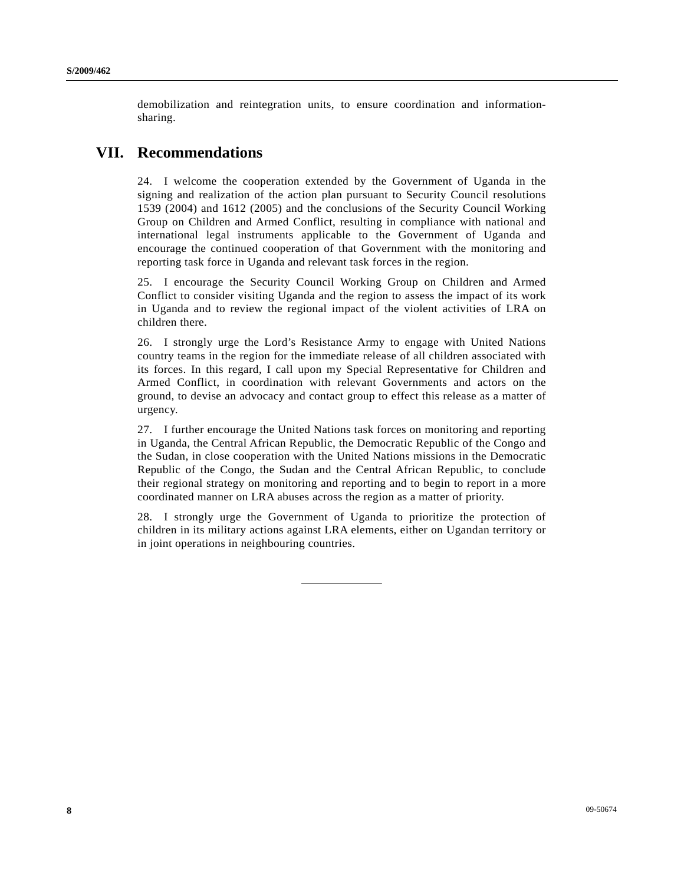demobilization and reintegration units, to ensure coordination and information-sharing.

## VII. Recommendations

24. I welcome the cooperation extended by the Government of Uganda in the signing and realization of the action plan pursuant to Security Council resolutions 1539 (2004) and 1612 (2005) and the conclusions of the Security Council Working Group on Children and Armed Conflict, resulting in compliance with national and international legal instruments applicable to the Government of Uganda and encourage the continued cooperation of that Government with the monitoring and reporting task force in Uganda and relevant task forces in the region.

25. I encourage the Security Council Working Group on Children and Armed Conflict to consider visiting Uganda and the region to assess the impact of its work in Uganda and to review the regional impact of the violent activities of LRA on children there.

26. I strongly urge the Lord's Resistance Army to engage with United Nations country teams in the region for the immediate release of all children associated with its forces. In this regard, I call upon my Special Representative for Children and Armed Conflict, in coordination with relevant Governments and actors on the ground, to devise an advocacy and contact group to effect this release as a matter of urgency.

27. I further encourage the United Nations task forces on monitoring and reporting in Uganda, the Central African Republic, the Democratic Republic of the Congo and the Sudan, in close cooperation with the United Nations missions in the Democratic Republic of the Congo, the Sudan and the Central African Republic, to conclude their regional strategy on monitoring and reporting and to begin to report in a more coordinated manner on LRA abuses across the region as a matter of priority.

28. I strongly urge the Government of Uganda to prioritize the protection of children in its military actions against LRA elements, either on Ugandan territory or in joint operations in neighbouring countries.